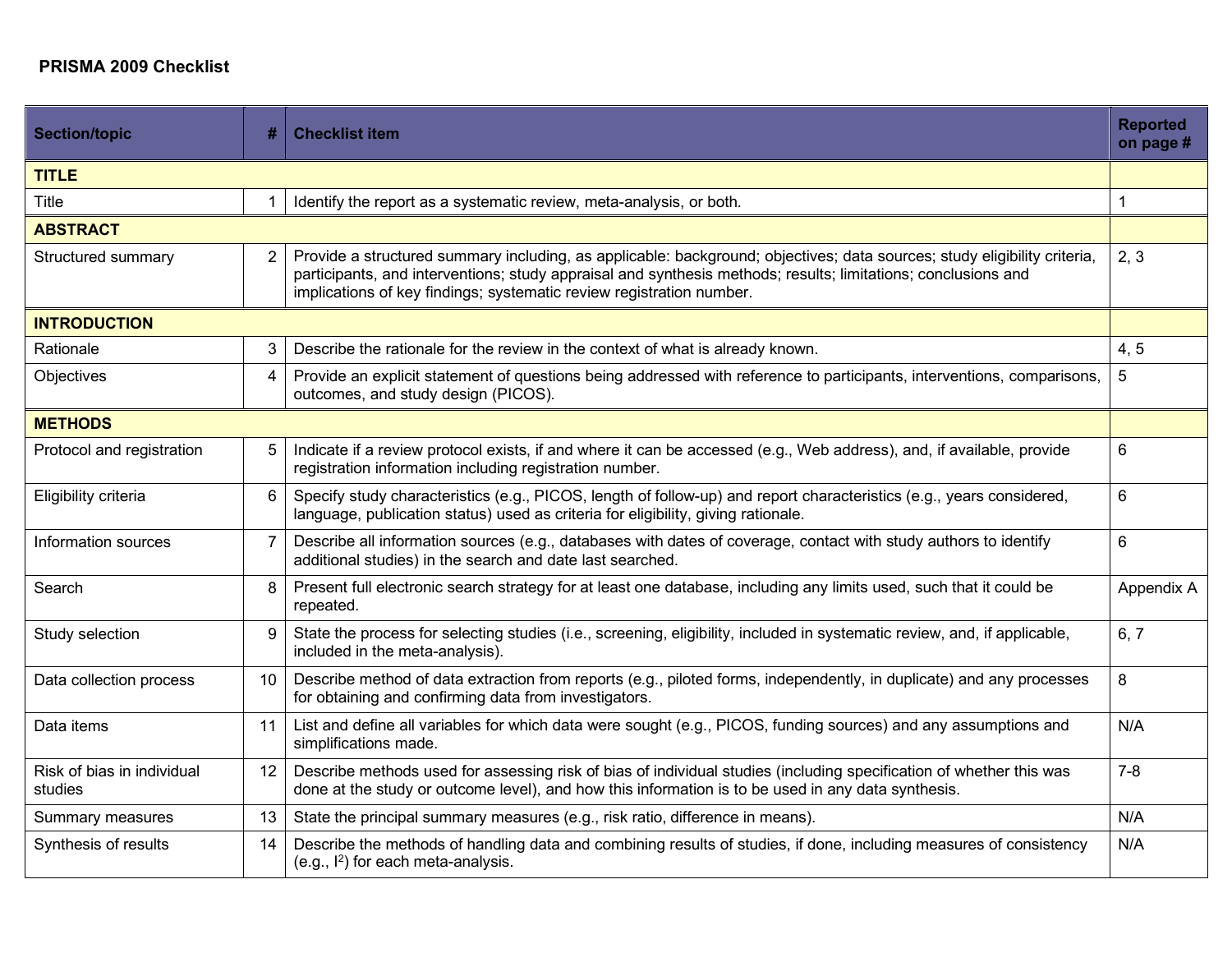# PRISMA 2009 Checklist

| Section/topic | # | Checklist item | Reported on page # |
|---|---|---|---|
| **TITLE** | | | |
| Title | 1 | Identify the report as a systematic review, meta-analysis, or both. | 1 |
| **ABSTRACT** | | | |
| Structured summary | 2 | Provide a structured summary including, as applicable: background; objectives; data sources; study eligibility criteria, participants, and interventions; study appraisal and synthesis methods; results; limitations; conclusions and implications of key findings; systematic review registration number. | 2, 3 |
| **INTRODUCTION** | | | |
| Rationale | 3 | Describe the rationale for the review in the context of what is already known. | 4, 5 |
| Objectives | 4 | Provide an explicit statement of questions being addressed with reference to participants, interventions, comparisons, outcomes, and study design (PICOS). | 5 |
| **METHODS** | | | |
| Protocol and registration | 5 | Indicate if a review protocol exists, if and where it can be accessed (e.g., Web address), and, if available, provide registration information including registration number. | 6 |
| Eligibility criteria | 6 | Specify study characteristics (e.g., PICOS, length of follow-up) and report characteristics (e.g., years considered, language, publication status) used as criteria for eligibility, giving rationale. | 6 |
| Information sources | 7 | Describe all information sources (e.g., databases with dates of coverage, contact with study authors to identify additional studies) in the search and date last searched. | 6 |
| Search | 8 | Present full electronic search strategy for at least one database, including any limits used, such that it could be repeated. | Appendix A |
| Study selection | 9 | State the process for selecting studies (i.e., screening, eligibility, included in systematic review, and, if applicable, included in the meta-analysis). | 6, 7 |
| Data collection process | 10 | Describe method of data extraction from reports (e.g., piloted forms, independently, in duplicate) and any processes for obtaining and confirming data from investigators. | 8 |
| Data items | 11 | List and define all variables for which data were sought (e.g., PICOS, funding sources) and any assumptions and simplifications made. | N/A |
| Risk of bias in individual studies | 12 | Describe methods used for assessing risk of bias of individual studies (including specification of whether this was done at the study or outcome level), and how this information is to be used in any data synthesis. | 7-8 |
| Summary measures | 13 | State the principal summary measures (e.g., risk ratio, difference in means). | N/A |
| Synthesis of results | 14 | Describe the methods of handling data and combining results of studies, if done, including measures of consistency (e.g., $I^2$) for each meta-analysis. | N/A |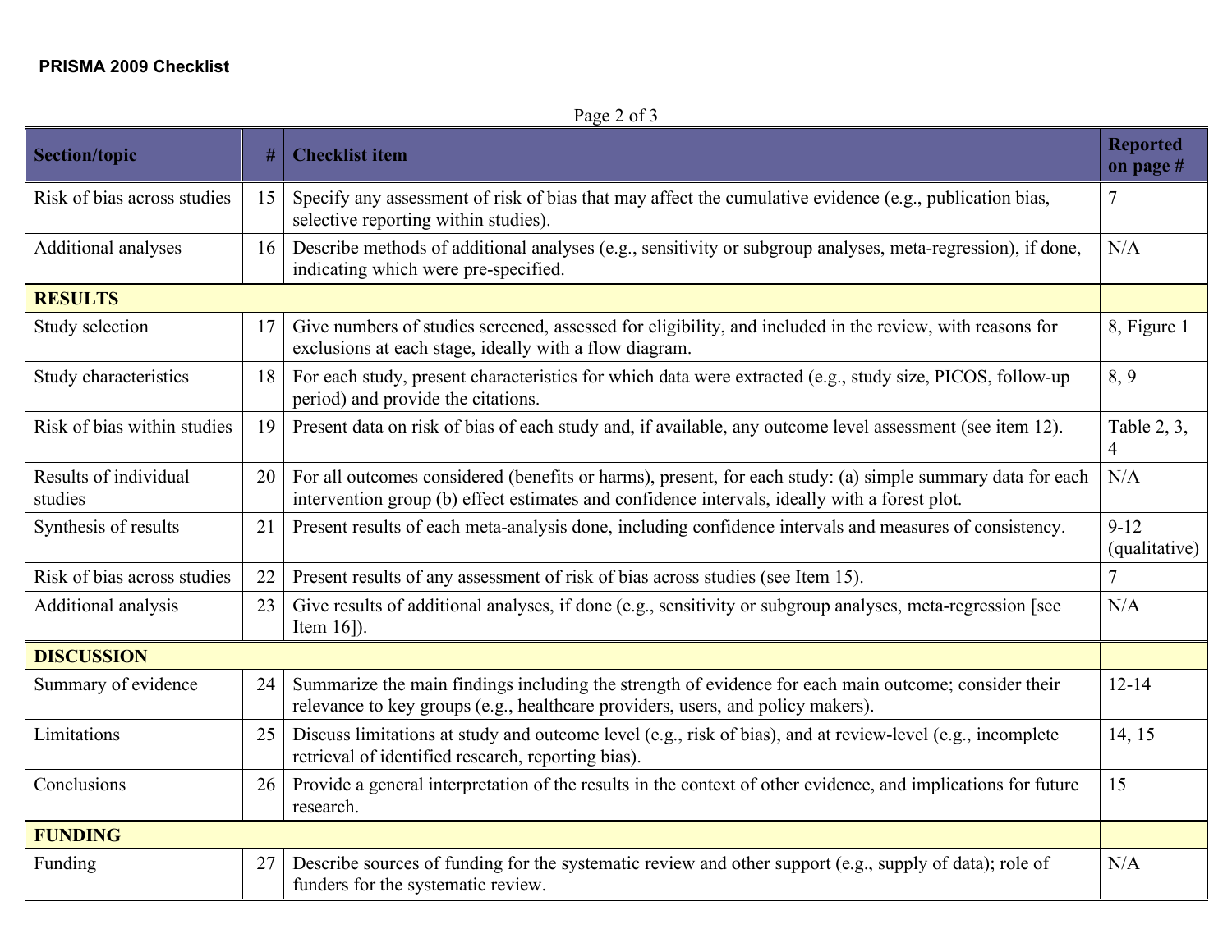**PRISMA 2009 Checklist**

| Section/topic | # | Checklist item | Reported on page # |
|---|---|---|---|
| Risk of bias across studies | 15 | Specify any assessment of risk of bias that may affect the cumulative evidence (e.g., publication bias, selective reporting within studies). | 7 |
| Additional analyses | 16 | Describe methods of additional analyses (e.g., sensitivity or subgroup analyses, meta-regression), if done, indicating which were pre-specified. | N/A |
| **RESULTS** | | | |
| Study selection | 17 | Give numbers of studies screened, assessed for eligibility, and included in the review, with reasons for exclusions at each stage, ideally with a flow diagram. | 8, Figure 1 |
| Study characteristics | 18 | For each study, present characteristics for which data were extracted (e.g., study size, PICOS, follow-up period) and provide the citations. | 8, 9 |
| Risk of bias within studies | 19 | Present data on risk of bias of each study and, if available, any outcome level assessment (see item 12). | Table 2, 3, 4 |
| Results of individual studies | 20 | For all outcomes considered (benefits or harms), present, for each study: (a) simple summary data for each intervention group (b) effect estimates and confidence intervals, ideally with a forest plot. | N/A |
| Synthesis of results | 21 | Present results of each meta-analysis done, including confidence intervals and measures of consistency. | 9-12 (qualitative) |
| Risk of bias across studies | 22 | Present results of any assessment of risk of bias across studies (see Item 15). | 7 |
| Additional analysis | 23 | Give results of additional analyses, if done (e.g., sensitivity or subgroup analyses, meta-regression [see Item 16]). | N/A |
| **DISCUSSION** | | | |
| Summary of evidence | 24 | Summarize the main findings including the strength of evidence for each main outcome; consider their relevance to key groups (e.g., healthcare providers, users, and policy makers). | 12-14 |
| Limitations | 25 | Discuss limitations at study and outcome level (e.g., risk of bias), and at review-level (e.g., incomplete retrieval of identified research, reporting bias). | 14, 15 |
| Conclusions | 26 | Provide a general interpretation of the results in the context of other evidence, and implications for future research. | 15 |
| **FUNDING** | | | |
| Funding | 27 | Describe sources of funding for the systematic review and other support (e.g., supply of data); role of funders for the systematic review. | N/A |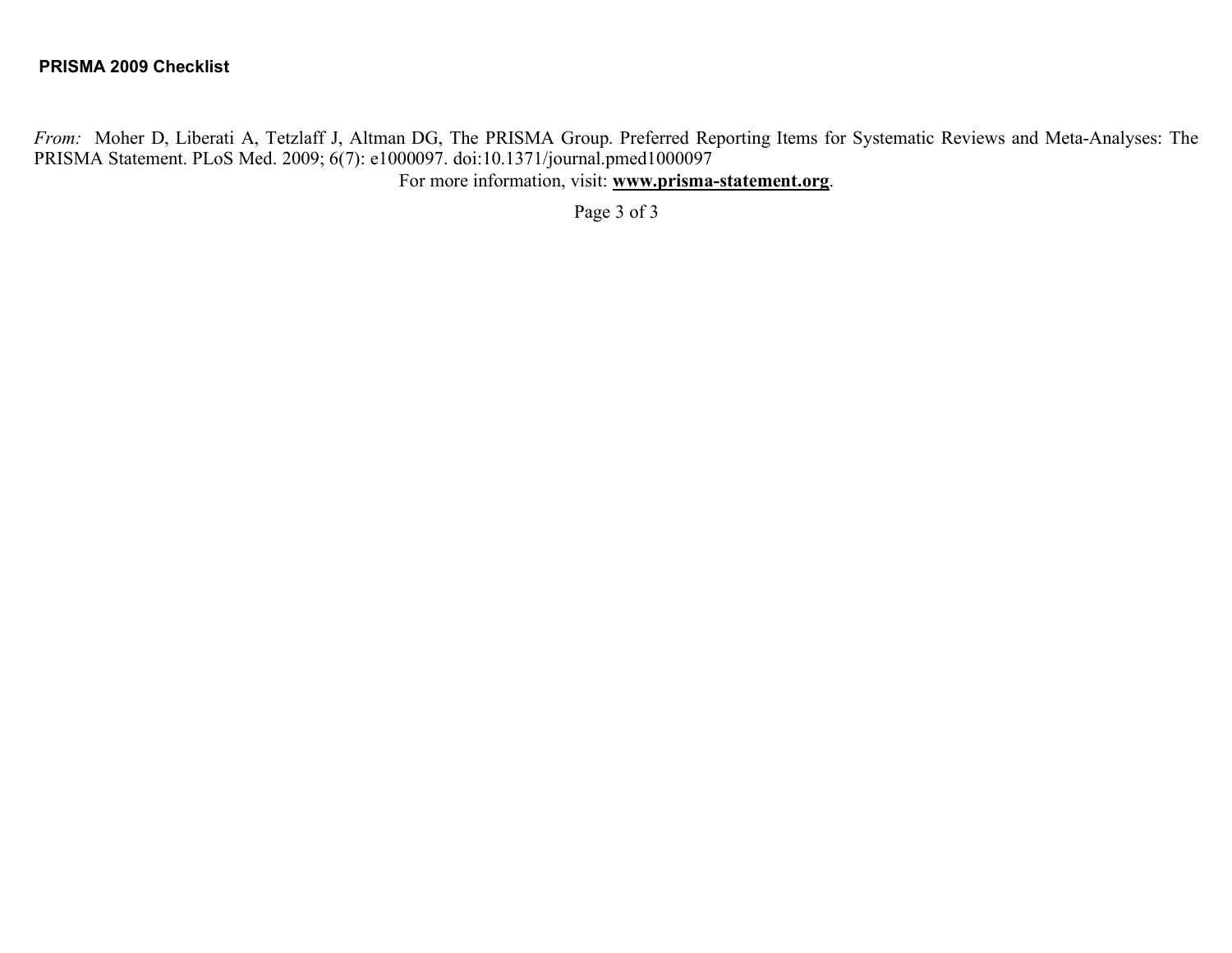*From:* Moher D, Liberati A, Tetzlaff J, Altman DG, The PRISMA Group. Preferred Reporting Items for Systematic Reviews and Meta-Analyses: The PRISMA Statement. PLoS Med. 2009; 6(7): e1000097. doi:10.1371/journal.pmed1000097

For more information, visit: **www.prisma-statement.org**.